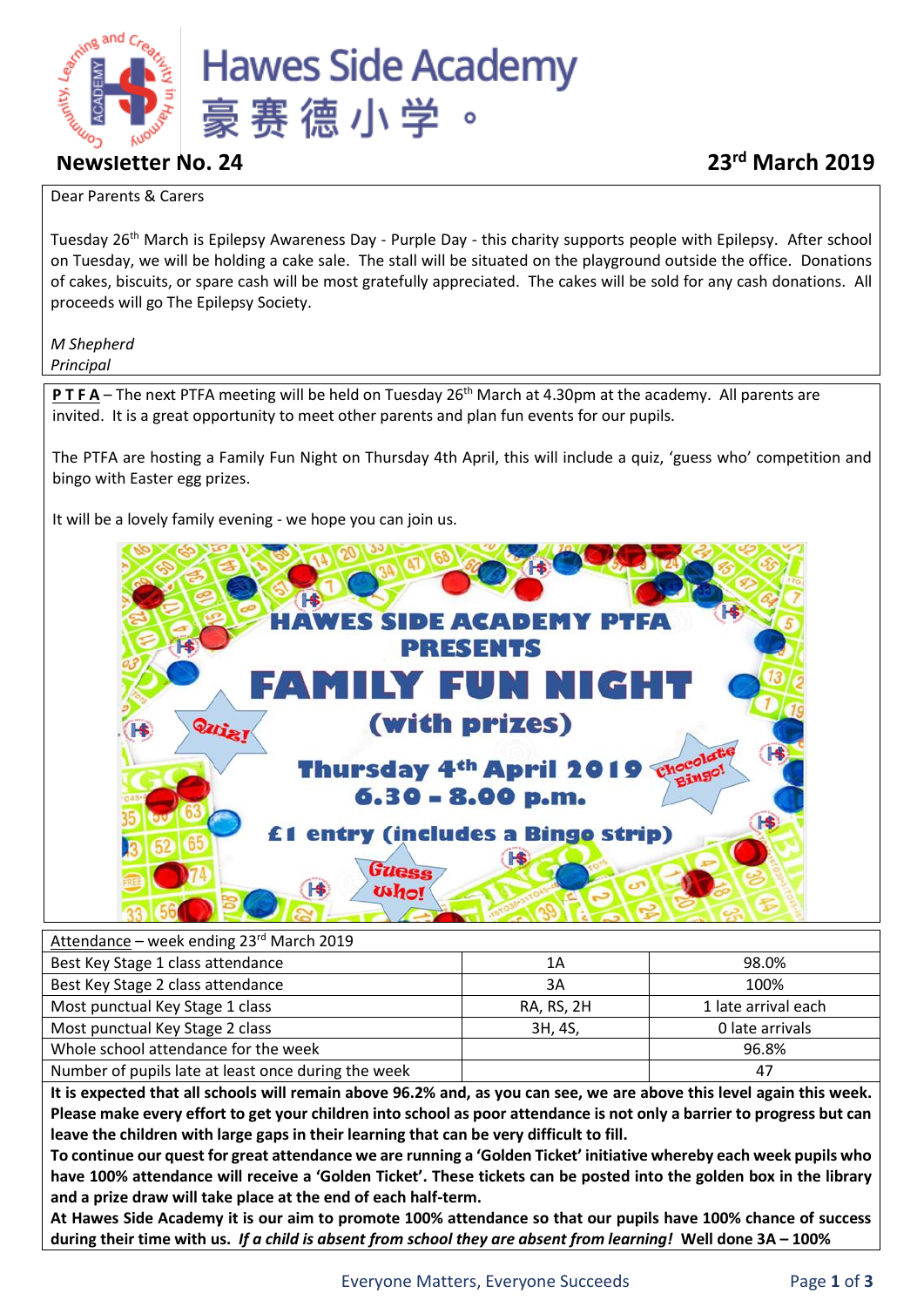# Hawes Side Academy
豪赛德小学。

## Newsletter No. 24

**23rd March 2019**

Dear Parents & Carers

Tuesday 26th March is Epilepsy Awareness Day - Purple Day - this charity supports people with Epilepsy. After school on Tuesday, we will be holding a cake sale. The stall will be situated on the playground outside the office. Donations of cakes, biscuits, or spare cash will be most gratefully appreciated. The cakes will be sold for any cash donations. All proceeds will go The Epilepsy Society.

*M Shepherd*
*Principal*

**P T F A** – The next PTFA meeting will be held on Tuesday 26th March at 4.30pm at the academy. All parents are invited. It is a great opportunity to meet other parents and plan fun events for our pupils.

The PTFA are hosting a Family Fun Night on Thursday 4th April, this will include a quiz, 'guess who' competition and bingo with Easter egg prizes.

It will be a lovely family evening - we hope you can join us.

HAWES SIDE ACADEMY PTFA PRESENTS
FAMILY FUN NIGHT
(with prizes)
Quiz!
Thursday 4th April 2019
6.30 – 8.00 p.m.
Chocolate Bingo!
£1 entry (includes a Bingo strip)
Guess who!

| Attendance – week ending 23rd March 2019 | | |
|---|---|---|
| Best Key Stage 1 class attendance | 1A | 98.0% |
| Best Key Stage 2 class attendance | 3A | 100% |
| Most punctual Key Stage 1 class | RA, RS, 2H | 1 late arrival each |
| Most punctual Key Stage 2 class | 3H, 4S, | 0 late arrivals |
| Whole school attendance for the week | | 96.8% |
| Number of pupils late at least once during the week | | 47 |

**It is expected that all schools will remain above 96.2% and, as you can see, we are above this level again this week. Please make every effort to get your children into school as poor attendance is not only a barrier to progress but can leave the children with large gaps in their learning that can be very difficult to fill.**

**To continue our quest for great attendance we are running a 'Golden Ticket' initiative whereby each week pupils who have 100% attendance will receive a 'Golden Ticket'. These tickets can be posted into the golden box in the library and a prize draw will take place at the end of each half-term.**

**At Hawes Side Academy it is our aim to promote 100% attendance so that our pupils have 100% chance of success during their time with us. *If a child is absent from school they are absent from learning!* Well done 3A – 100%**

Everyone Matters, Everyone Succeeds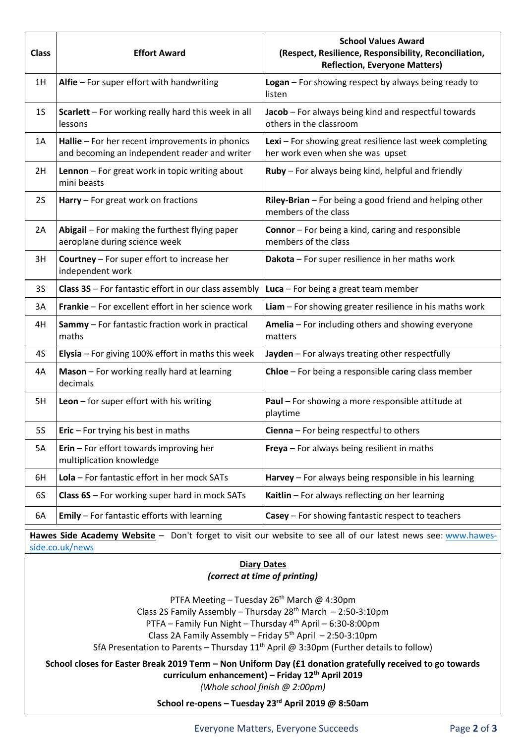| Class | Effort Award | School Values Award (Respect, Resilience, Responsibility, Reconciliation, Reflection, Everyone Matters) |
|---|---|---|
| 1H | **Alfie** – For super effort with handwriting | **Logan** – For showing respect by always being ready to listen |
| 1S | **Scarlett** – For working really hard this week in all lessons | **Jacob** – For always being kind and respectful towards others in the classroom |
| 1A | **Hallie** – For her recent improvements in phonics and becoming an independent reader and writer | **Lexi** – For showing great resilience last week completing her work even when she was upset |
| 2H | **Lennon** – For great work in topic writing about mini beasts | **Ruby** – For always being kind, helpful and friendly |
| 2S | **Harry** – For great work on fractions | **Riley-Brian** – For being a good friend and helping other members of the class |
| 2A | **Abigail** – For making the furthest flying paper aeroplane during science week | **Connor** – For being a kind, caring and responsible members of the class |
| 3H | **Courtney** – For super effort to increase her independent work | **Dakota** – For super resilience in her maths work |
| 3S | **Class 3S** – For fantastic effort in our class assembly | **Luca** – For being a great team member |
| 3A | **Frankie** – For excellent effort in her science work | **Liam** – For showing greater resilience in his maths work |
| 4H | **Sammy** – For fantastic fraction work in practical maths | **Amelia** – For including others and showing everyone matters |
| 4S | **Elysia** – For giving 100% effort in maths this week | **Jayden** – For always treating other respectfully |
| 4A | **Mason** – For working really hard at learning decimals | **Chloe** – For being a responsible caring class member |
| 5H | **Leon** – for super effort with his writing | **Paul** – For showing a more responsible attitude at playtime |
| 5S | **Eric** – For trying his best in maths | **Cienna** – For being respectful to others |
| 5A | **Erin** – For effort towards improving her multiplication knowledge | **Freya** – For always being resilient in maths |
| 6H | **Lola** – For fantastic effort in her mock SATs | **Harvey** – For always being responsible in his learning |
| 6S | **Class 6S** – For working super hard in mock SATs | **Kaitlin** – For always reflecting on her learning |
| 6A | **Emily** – For fantastic efforts with learning | **Casey** – For showing fantastic respect to teachers |

**Hawes Side Academy Website** – Don't forget to visit our website to see all of our latest news see: www.hawes-side.co.uk/news

**Diary Dates**
*(correct at time of printing)*

PTFA Meeting – Tuesday 26th March @ 4:30pm
Class 2S Family Assembly – Thursday 28th March – 2:50-3:10pm
PTFA – Family Fun Night – Thursday 4th April – 6:30-8:00pm
Class 2A Family Assembly – Friday 5th April – 2:50-3:10pm
SfA Presentation to Parents – Thursday 11th April @ 3:30pm (Further details to follow)

**School closes for Easter Break 2019 Term – Non Uniform Day (£1 donation gratefully received to go towards curriculum enhancement) – Friday 12th April 2019**
*(Whole school finish @ 2:00pm)*

**School re-opens – Tuesday 23rd April 2019 @ 8:50am**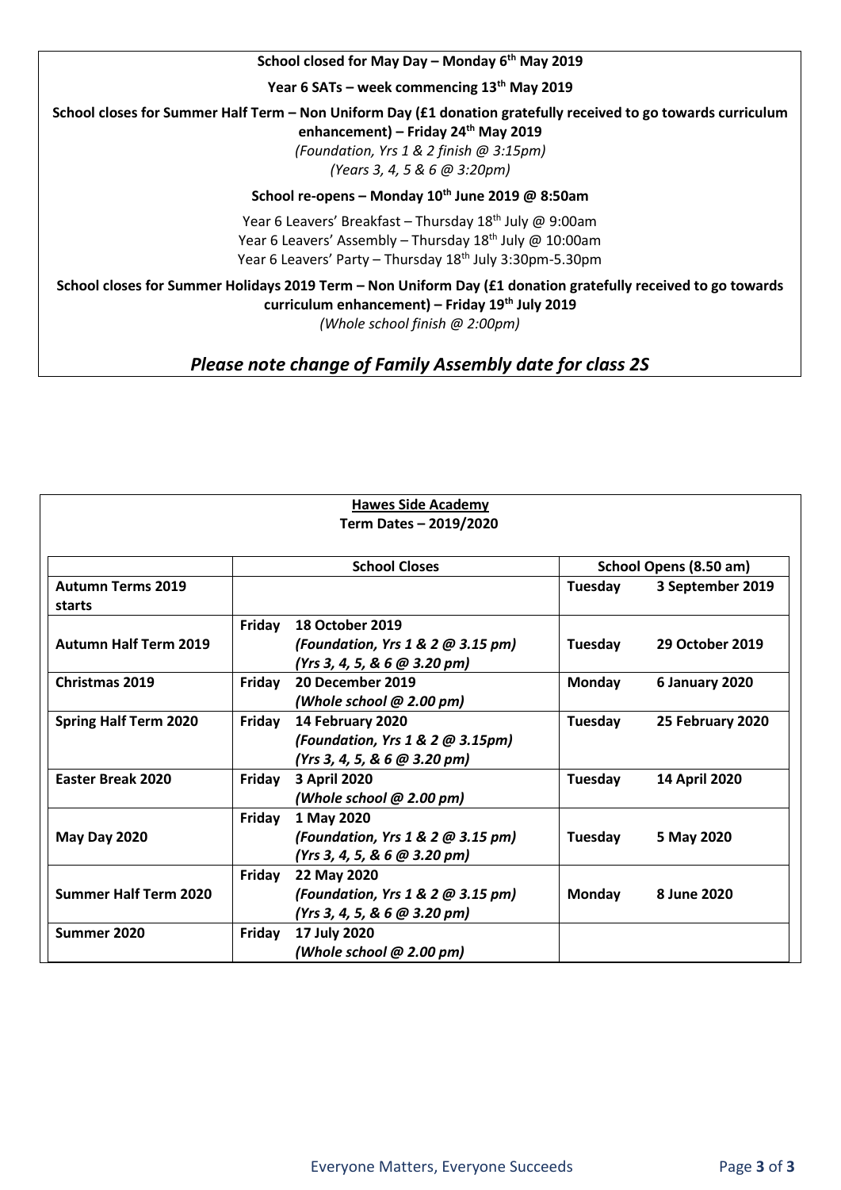**School closed for May Day – Monday 6th May 2019**

**Year 6 SATs – week commencing 13th May 2019**

**School closes for Summer Half Term – Non Uniform Day (£1 donation gratefully received to go towards curriculum enhancement) – Friday 24th May 2019**

*(Foundation, Yrs 1 & 2 finish @ 3:15pm)*

*(Years 3, 4, 5 & 6 @ 3:20pm)*

**School re-opens – Monday 10th June 2019 @ 8:50am**

Year 6 Leavers' Breakfast – Thursday 18th July @ 9:00am

Year 6 Leavers' Assembly – Thursday 18th July @ 10:00am

Year 6 Leavers' Party – Thursday 18th July 3:30pm-5.30pm

**School closes for Summer Holidays 2019 Term – Non Uniform Day (£1 donation gratefully received to go towards curriculum enhancement) – Friday 19th July 2019**

*(Whole school finish @ 2:00pm)*

***Please note change of Family Assembly date for class 2S***

**Hawes Side Academy**

**Term Dates – 2019/2020**

| | School Closes | | School Opens (8.50 am) | |
|---|---|---|---|---|
| **Autumn Terms 2019 starts** | | | **Tuesday** | **3 September 2019** |
| **Autumn Half Term 2019** | **Friday** | **18 October 2019** *(Foundation, Yrs 1 & 2 @ 3.15 pm)* *(Yrs 3, 4, 5, & 6 @ 3.20 pm)* | **Tuesday** | **29 October 2019** |
| **Christmas 2019** | **Friday** | **20 December 2019** *(Whole school @ 2.00 pm)* | **Monday** | **6 January 2020** |
| **Spring Half Term 2020** | **Friday** | **14 February 2020** *(Foundation, Yrs 1 & 2 @ 3.15pm)* *(Yrs 3, 4, 5, & 6 @ 3.20 pm)* | **Tuesday** | **25 February 2020** |
| **Easter Break 2020** | **Friday** | **3 April 2020** *(Whole school @ 2.00 pm)* | **Tuesday** | **14 April 2020** |
| **May Day 2020** | **Friday** | **1 May 2020** *(Foundation, Yrs 1 & 2 @ 3.15 pm)* *(Yrs 3, 4, 5, & 6 @ 3.20 pm)* | **Tuesday** | **5 May 2020** |
| **Summer Half Term 2020** | **Friday** | **22 May 2020** *(Foundation, Yrs 1 & 2 @ 3.15 pm)* *(Yrs 3, 4, 5, & 6 @ 3.20 pm)* | **Monday** | **8 June 2020** |
| **Summer 2020** | **Friday** | **17 July 2020** *(Whole school @ 2.00 pm)* | | |

Everyone Matters, Everyone Succeeds